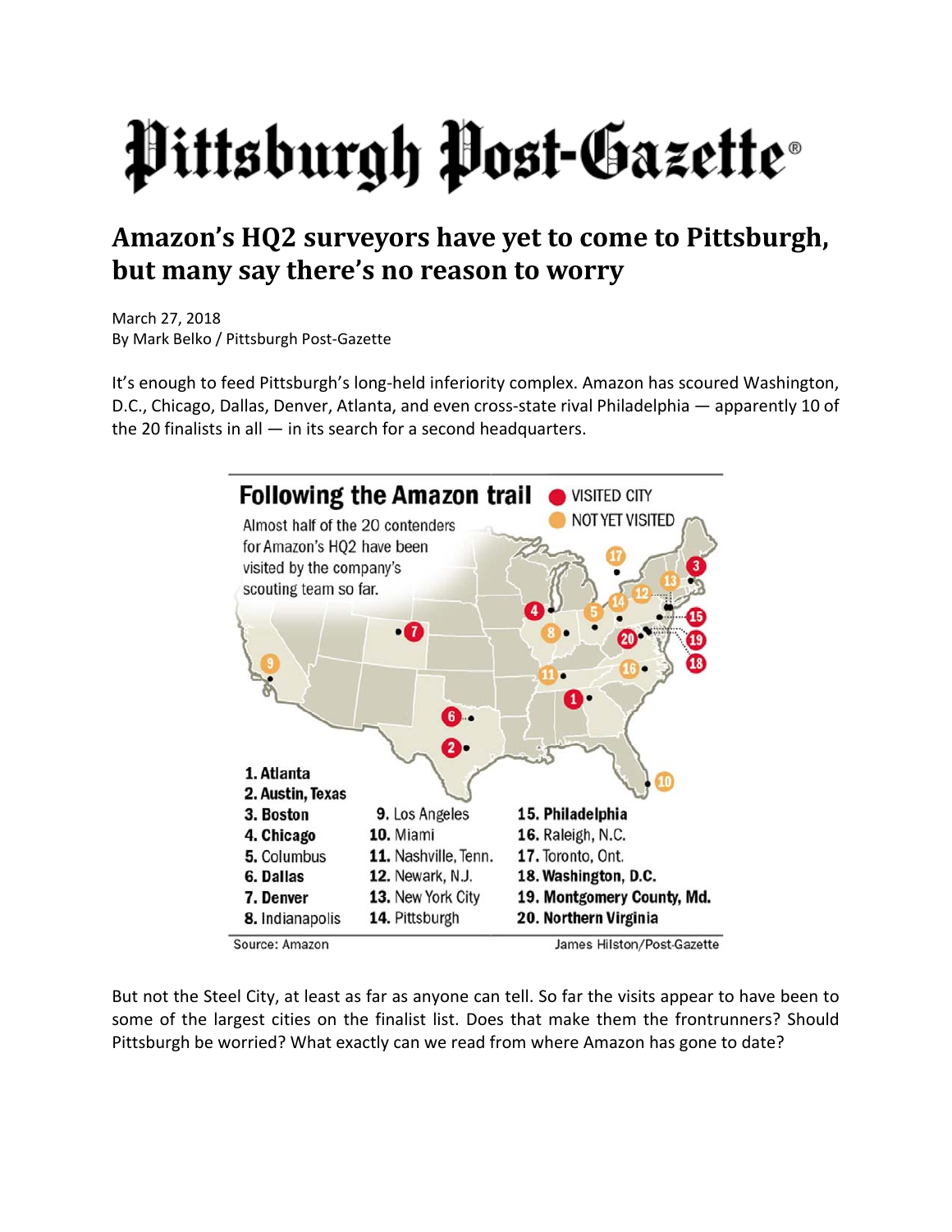# Pittsburgh Post-Gazette

## Amazon's HQ2 surveyors have yet to come to Pittsburgh, but many say there's no reason to worry

March 27, 2018
By Mark Belko / Pittsburgh Post-Gazette

It's enough to feed Pittsburgh's long-held inferiority complex. Amazon has scoured Washington, D.C., Chicago, Dallas, Denver, Atlanta, and even cross-state rival Philadelphia — apparently 10 of the 20 finalists in all — in its search for a second headquarters.

**Following the Amazon trail**

VISITED CITY
NOT YET VISITED

Almost half of the 20 contenders for Amazon's HQ2 have been visited by the company's scouting team so far.

**1. Atlanta**
**2. Austin, Texas**
**3. Boston**
**4. Chicago**
5. Columbus
**6. Dallas**
**7. Denver**
8. Indianapolis
9. Los Angeles
10. Miami
11. Nashville, Tenn.
12. Newark, N.J.
13. New York City
14. Pittsburgh
**15. Philadelphia**
16. Raleigh, N.C.
17. Toronto, Ont.
**18. Washington, D.C.**
**19. Montgomery County, Md.**
**20. Northern Virginia**

Source: Amazon — James Hilston/Post-Gazette

But not the Steel City, at least as far as anyone can tell. So far the visits appear to have been to some of the largest cities on the finalist list. Does that make them the frontrunners? Should Pittsburgh be worried? What exactly can we read from where Amazon has gone to date?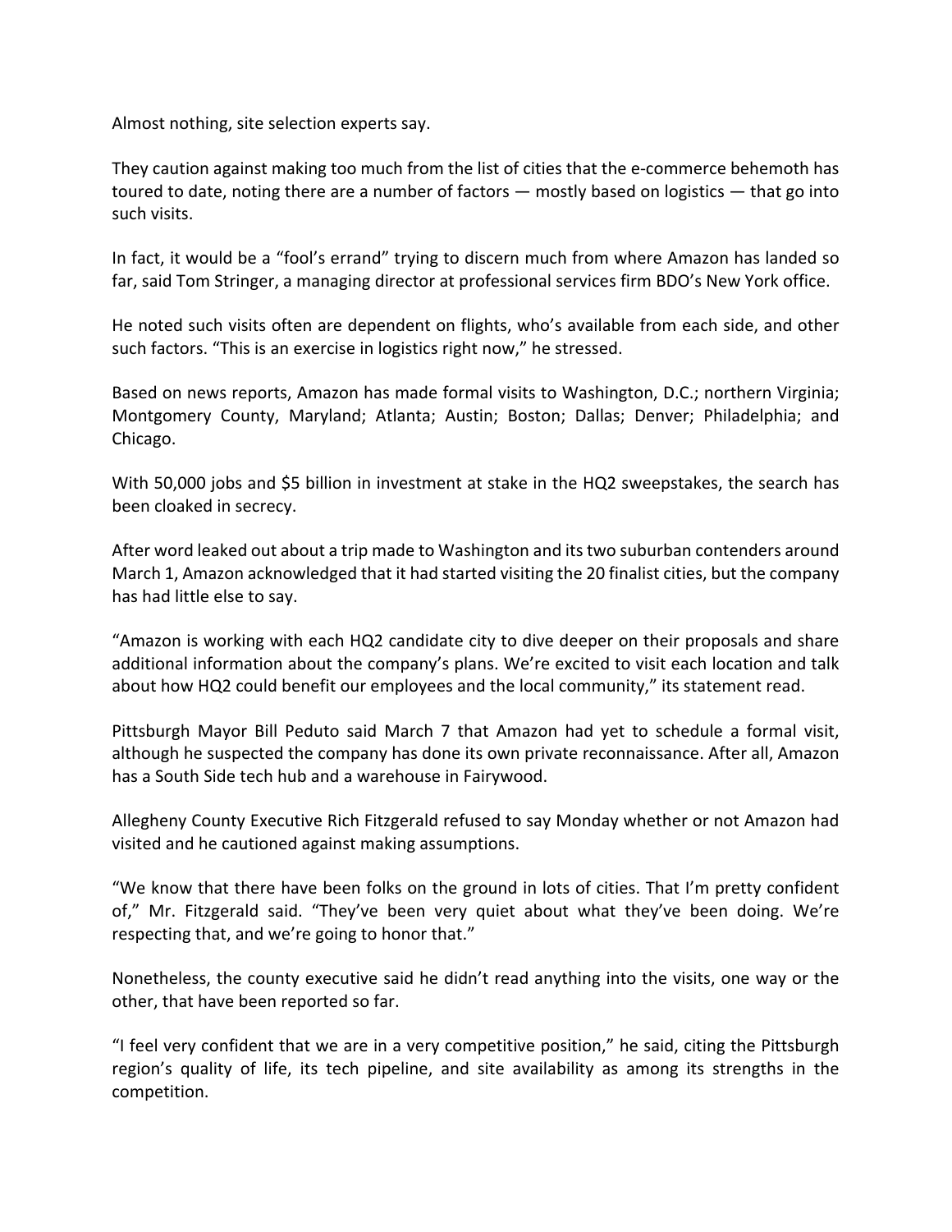Almost nothing, site selection experts say.

They caution against making too much from the list of cities that the e-commerce behemoth has toured to date, noting there are a number of factors — mostly based on logistics — that go into such visits.

In fact, it would be a "fool's errand" trying to discern much from where Amazon has landed so far, said Tom Stringer, a managing director at professional services firm BDO's New York office.

He noted such visits often are dependent on flights, who's available from each side, and other such factors. "This is an exercise in logistics right now," he stressed.

Based on news reports, Amazon has made formal visits to Washington, D.C.; northern Virginia; Montgomery County, Maryland; Atlanta; Austin; Boston; Dallas; Denver; Philadelphia; and Chicago.

With 50,000 jobs and $5 billion in investment at stake in the HQ2 sweepstakes, the search has been cloaked in secrecy.

After word leaked out about a trip made to Washington and its two suburban contenders around March 1, Amazon acknowledged that it had started visiting the 20 finalist cities, but the company has had little else to say.

"Amazon is working with each HQ2 candidate city to dive deeper on their proposals and share additional information about the company's plans. We're excited to visit each location and talk about how HQ2 could benefit our employees and the local community," its statement read.

Pittsburgh Mayor Bill Peduto said March 7 that Amazon had yet to schedule a formal visit, although he suspected the company has done its own private reconnaissance. After all, Amazon has a South Side tech hub and a warehouse in Fairywood.

Allegheny County Executive Rich Fitzgerald refused to say Monday whether or not Amazon had visited and he cautioned against making assumptions.

"We know that there have been folks on the ground in lots of cities. That I'm pretty confident of," Mr. Fitzgerald said. "They've been very quiet about what they've been doing. We're respecting that, and we're going to honor that."

Nonetheless, the county executive said he didn't read anything into the visits, one way or the other, that have been reported so far.

"I feel very confident that we are in a very competitive position," he said, citing the Pittsburgh region's quality of life, its tech pipeline, and site availability as among its strengths in the competition.